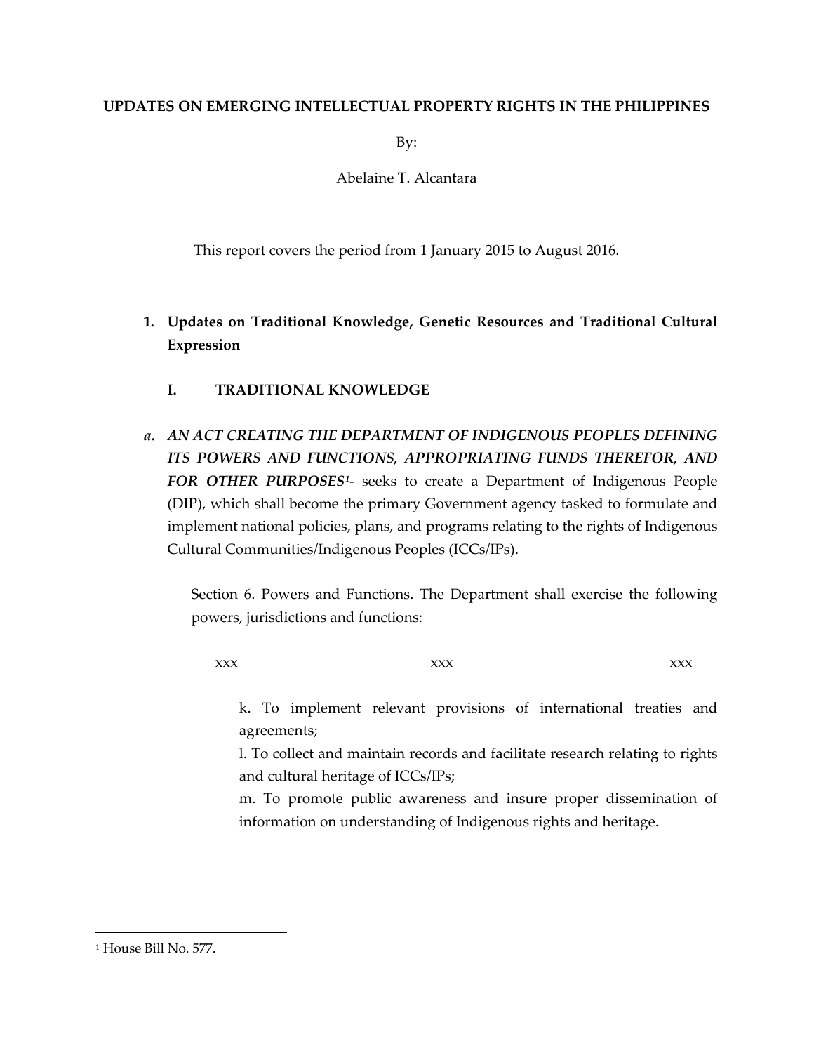**UPDATES ON EMERGING INTELLECTUAL PROPERTY RIGHTS IN THE PHILIPPINES**

By:

Abelaine T. Alcantara

This report covers the period from 1 January 2015 to August 2016.

1. **Updates on Traditional Knowledge, Genetic Resources and Traditional Cultural Expression**

   **I. TRADITIONAL KNOWLEDGE**

*a.* ***AN ACT CREATING THE DEPARTMENT OF INDIGENOUS PEOPLES DEFINING ITS POWERS AND FUNCTIONS, APPROPRIATING FUNDS THEREFOR, AND FOR OTHER PURPOSES***[1]- seeks to create a Department of Indigenous People (DIP), which shall become the primary Government agency tasked to formulate and implement national policies, plans, and programs relating to the rights of Indigenous Cultural Communities/Indigenous Peoples (ICCs/IPs).

Section 6. Powers and Functions. The Department shall exercise the following powers, jurisdictions and functions:

xxx xxx xxx

k. To implement relevant provisions of international treaties and agreements;

l. To collect and maintain records and facilitate research relating to rights and cultural heritage of ICCs/IPs;

m. To promote public awareness and insure proper dissemination of information on understanding of Indigenous rights and heritage.

---

[1] House Bill No. 577.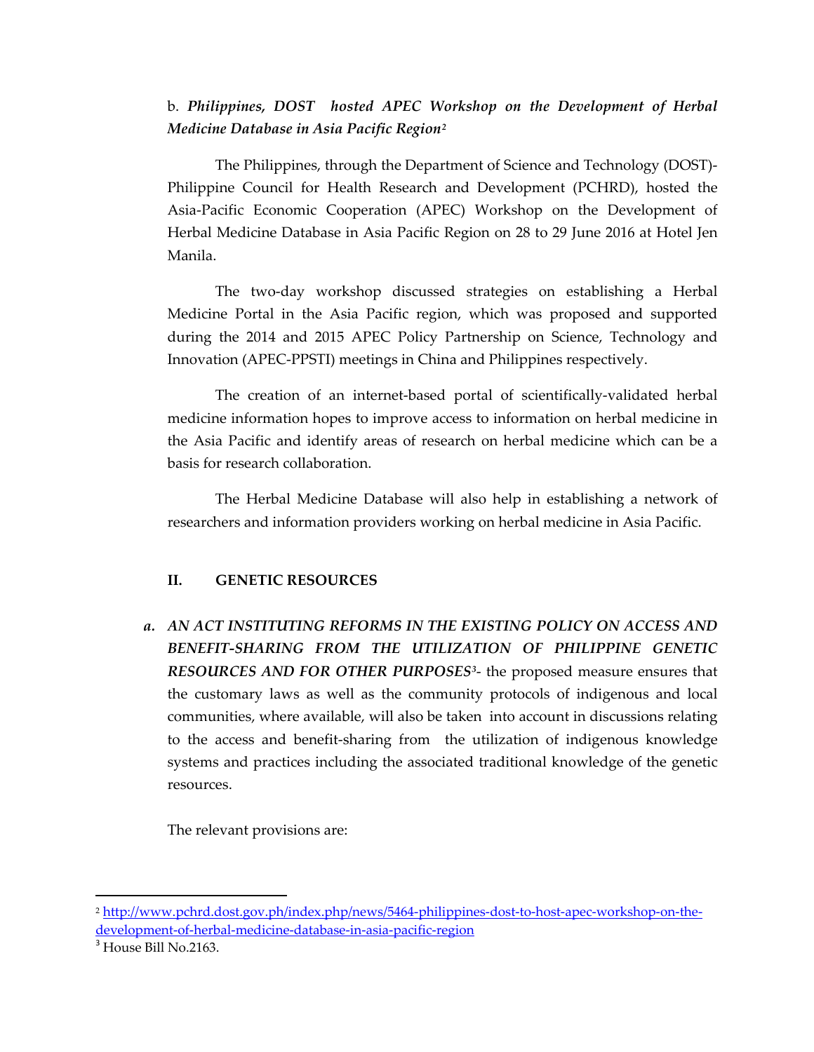b. ***Philippines, DOST hosted APEC Workshop on the Development of Herbal Medicine Database in Asia Pacific Region***[2]

The Philippines, through the Department of Science and Technology (DOST)-Philippine Council for Health Research and Development (PCHRD), hosted the Asia-Pacific Economic Cooperation (APEC) Workshop on the Development of Herbal Medicine Database in Asia Pacific Region on 28 to 29 June 2016 at Hotel Jen Manila.

The two-day workshop discussed strategies on establishing a Herbal Medicine Portal in the Asia Pacific region, which was proposed and supported during the 2014 and 2015 APEC Policy Partnership on Science, Technology and Innovation (APEC-PPSTI) meetings in China and Philippines respectively.

The creation of an internet-based portal of scientifically-validated herbal medicine information hopes to improve access to information on herbal medicine in the Asia Pacific and identify areas of research on herbal medicine which can be a basis for research collaboration.

The Herbal Medicine Database will also help in establishing a network of researchers and information providers working on herbal medicine in Asia Pacific.

## II. GENETIC RESOURCES

a. ***AN ACT INSTITUTING REFORMS IN THE EXISTING POLICY ON ACCESS AND BENEFIT-SHARING FROM THE UTILIZATION OF PHILIPPINE GENETIC RESOURCES AND FOR OTHER PURPOSES***[3]- the proposed measure ensures that the customary laws as well as the community protocols of indigenous and local communities, where available, will also be taken into account in discussions relating to the access and benefit-sharing from the utilization of indigenous knowledge systems and practices including the associated traditional knowledge of the genetic resources.

The relevant provisions are:

---

[2] http://www.pchrd.dost.gov.ph/index.php/news/5464-philippines-dost-to-host-apec-workshop-on-the-development-of-herbal-medicine-database-in-asia-pacific-region

[3] House Bill No.2163.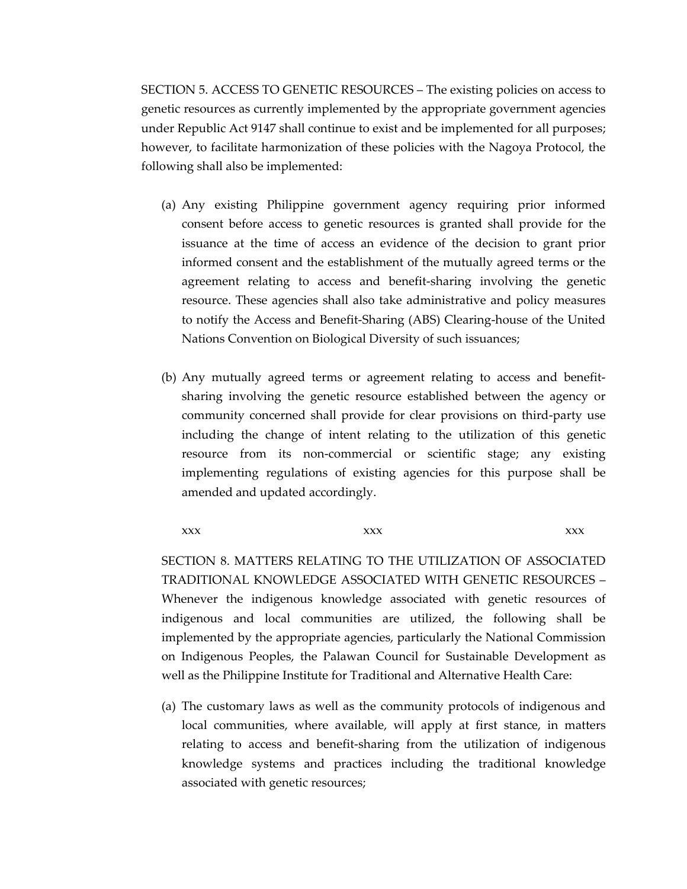SECTION 5. ACCESS TO GENETIC RESOURCES – The existing policies on access to genetic resources as currently implemented by the appropriate government agencies under Republic Act 9147 shall continue to exist and be implemented for all purposes; however, to facilitate harmonization of these policies with the Nagoya Protocol, the following shall also be implemented:

(a) Any existing Philippine government agency requiring prior informed consent before access to genetic resources is granted shall provide for the issuance at the time of access an evidence of the decision to grant prior informed consent and the establishment of the mutually agreed terms or the agreement relating to access and benefit-sharing involving the genetic resource. These agencies shall also take administrative and policy measures to notify the Access and Benefit-Sharing (ABS) Clearing-house of the United Nations Convention on Biological Diversity of such issuances;

(b) Any mutually agreed terms or agreement relating to access and benefit-sharing involving the genetic resource established between the agency or community concerned shall provide for clear provisions on third-party use including the change of intent relating to the utilization of this genetic resource from its non-commercial or scientific stage; any existing implementing regulations of existing agencies for this purpose shall be amended and updated accordingly.

xxx xxx xxx

SECTION 8. MATTERS RELATING TO THE UTILIZATION OF ASSOCIATED TRADITIONAL KNOWLEDGE ASSOCIATED WITH GENETIC RESOURCES – Whenever the indigenous knowledge associated with genetic resources of indigenous and local communities are utilized, the following shall be implemented by the appropriate agencies, particularly the National Commission on Indigenous Peoples, the Palawan Council for Sustainable Development as well as the Philippine Institute for Traditional and Alternative Health Care:

(a) The customary laws as well as the community protocols of indigenous and local communities, where available, will apply at first stance, in matters relating to access and benefit-sharing from the utilization of indigenous knowledge systems and practices including the traditional knowledge associated with genetic resources;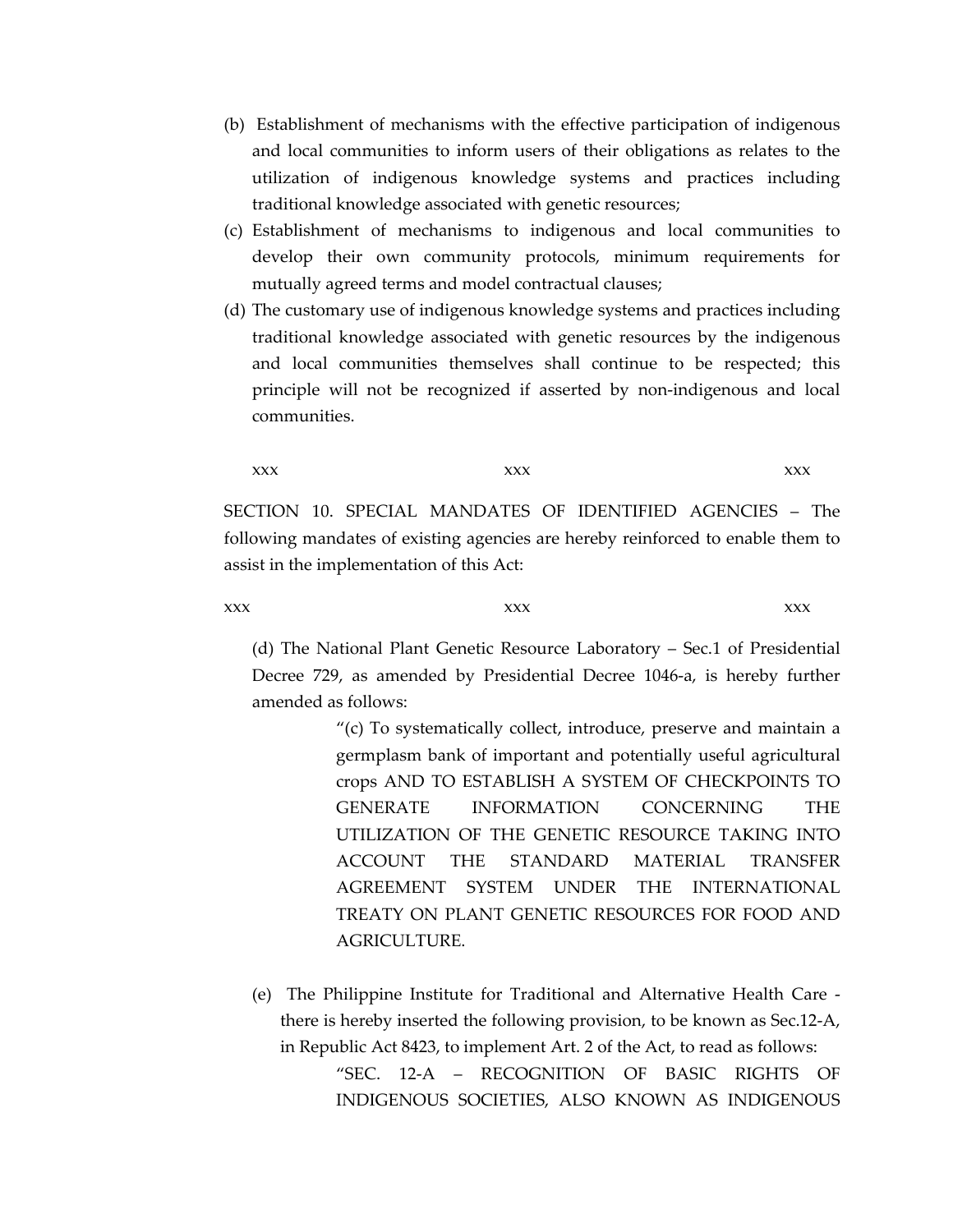(b) Establishment of mechanisms with the effective participation of indigenous and local communities to inform users of their obligations as relates to the utilization of indigenous knowledge systems and practices including traditional knowledge associated with genetic resources;

(c) Establishment of mechanisms to indigenous and local communities to develop their own community protocols, minimum requirements for mutually agreed terms and model contractual clauses;

(d) The customary use of indigenous knowledge systems and practices including traditional knowledge associated with genetic resources by the indigenous and local communities themselves shall continue to be respected; this principle will not be recognized if asserted by non-indigenous and local communities.

xxx xxx xxx

SECTION 10. SPECIAL MANDATES OF IDENTIFIED AGENCIES – The following mandates of existing agencies are hereby reinforced to enable them to assist in the implementation of this Act:

xxx xxx xxx

(d) The National Plant Genetic Resource Laboratory – Sec.1 of Presidential Decree 729, as amended by Presidential Decree 1046-a, is hereby further amended as follows:

> "(c) To systematically collect, introduce, preserve and maintain a germplasm bank of important and potentially useful agricultural crops AND TO ESTABLISH A SYSTEM OF CHECKPOINTS TO GENERATE INFORMATION CONCERNING THE UTILIZATION OF THE GENETIC RESOURCE TAKING INTO ACCOUNT THE STANDARD MATERIAL TRANSFER AGREEMENT SYSTEM UNDER THE INTERNATIONAL TREATY ON PLANT GENETIC RESOURCES FOR FOOD AND AGRICULTURE.

(e) The Philippine Institute for Traditional and Alternative Health Care - there is hereby inserted the following provision, to be known as Sec.12-A, in Republic Act 8423, to implement Art. 2 of the Act, to read as follows:

> "SEC. 12-A – RECOGNITION OF BASIC RIGHTS OF INDIGENOUS SOCIETIES, ALSO KNOWN AS INDIGENOUS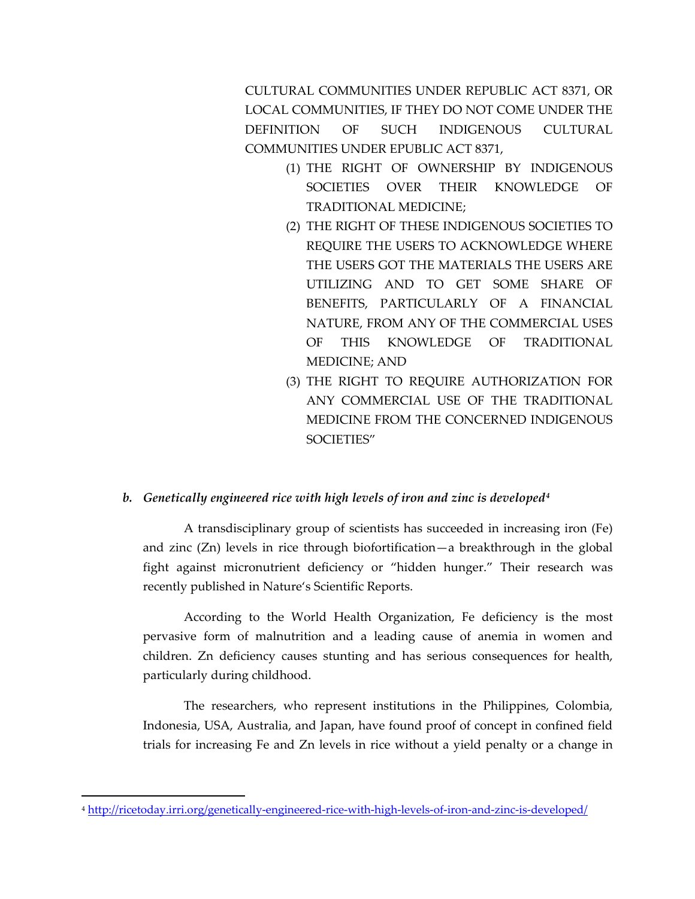CULTURAL COMMUNITIES UNDER REPUBLIC ACT 8371, OR LOCAL COMMUNITIES, IF THEY DO NOT COME UNDER THE DEFINITION OF SUCH INDIGENOUS CULTURAL COMMUNITIES UNDER EPUBLIC ACT 8371,

(1) THE RIGHT OF OWNERSHIP BY INDIGENOUS SOCIETIES OVER THEIR KNOWLEDGE OF TRADITIONAL MEDICINE;

(2) THE RIGHT OF THESE INDIGENOUS SOCIETIES TO REQUIRE THE USERS TO ACKNOWLEDGE WHERE THE USERS GOT THE MATERIALS THE USERS ARE UTILIZING AND TO GET SOME SHARE OF BENEFITS, PARTICULARLY OF A FINANCIAL NATURE, FROM ANY OF THE COMMERCIAL USES OF THIS KNOWLEDGE OF TRADITIONAL MEDICINE; AND

(3) THE RIGHT TO REQUIRE AUTHORIZATION FOR ANY COMMERCIAL USE OF THE TRADITIONAL MEDICINE FROM THE CONCERNED INDIGENOUS SOCIETIES"

***b. Genetically engineered rice with high levels of iron and zinc is developed[4]***

A transdisciplinary group of scientists has succeeded in increasing iron (Fe) and zinc (Zn) levels in rice through biofortification—a breakthrough in the global fight against micronutrient deficiency or "hidden hunger." Their research was recently published in Nature's Scientific Reports.

According to the World Health Organization, Fe deficiency is the most pervasive form of malnutrition and a leading cause of anemia in women and children. Zn deficiency causes stunting and has serious consequences for health, particularly during childhood.

The researchers, who represent institutions in the Philippines, Colombia, Indonesia, USA, Australia, and Japan, have found proof of concept in confined field trials for increasing Fe and Zn levels in rice without a yield penalty or a change in

[4] http://ricetoday.irri.org/genetically-engineered-rice-with-high-levels-of-iron-and-zinc-is-developed/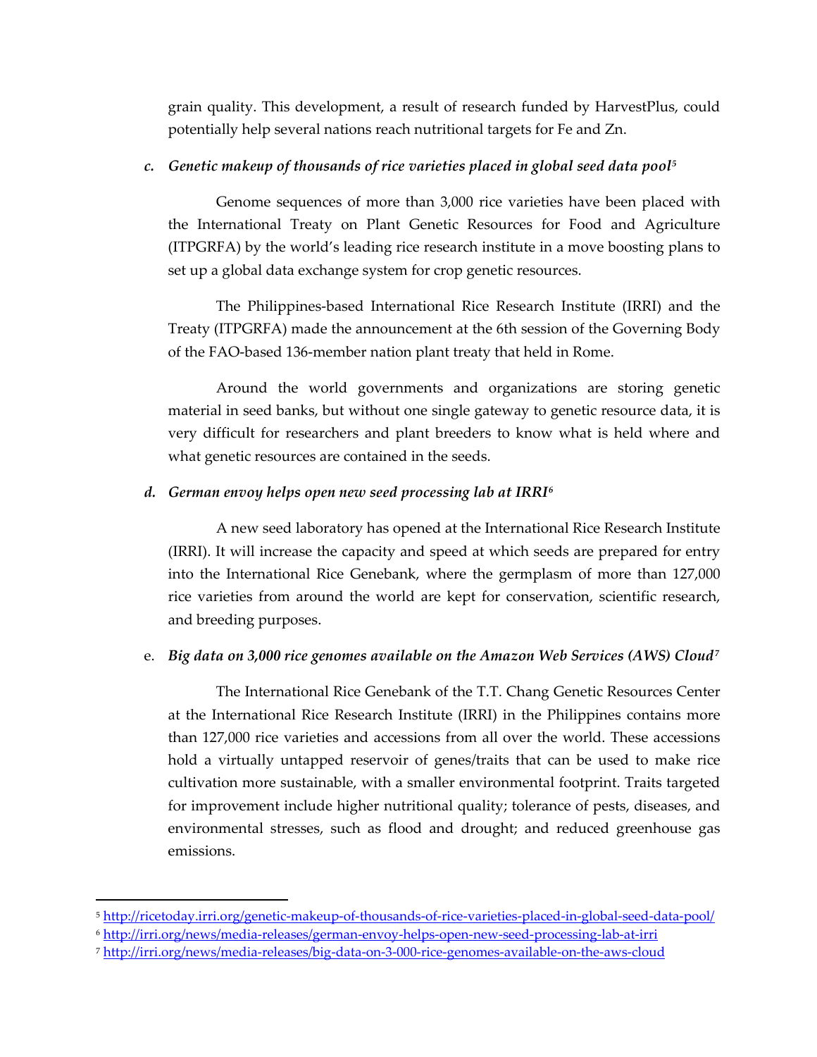grain quality. This development, a result of research funded by HarvestPlus, could potentially help several nations reach nutritional targets for Fe and Zn.

### c. *Genetic makeup of thousands of rice varieties placed in global seed data pool*[5]

Genome sequences of more than 3,000 rice varieties have been placed with the International Treaty on Plant Genetic Resources for Food and Agriculture (ITPGRFA) by the world's leading rice research institute in a move boosting plans to set up a global data exchange system for crop genetic resources.

The Philippines-based International Rice Research Institute (IRRI) and the Treaty (ITPGRFA) made the announcement at the 6th session of the Governing Body of the FAO-based 136-member nation plant treaty that held in Rome.

Around the world governments and organizations are storing genetic material in seed banks, but without one single gateway to genetic resource data, it is very difficult for researchers and plant breeders to know what is held where and what genetic resources are contained in the seeds.

### d. *German envoy helps open new seed processing lab at IRRI*[6]

A new seed laboratory has opened at the International Rice Research Institute (IRRI). It will increase the capacity and speed at which seeds are prepared for entry into the International Rice Genebank, where the germplasm of more than 127,000 rice varieties from around the world are kept for conservation, scientific research, and breeding purposes.

### e. *Big data on 3,000 rice genomes available on the Amazon Web Services (AWS) Cloud*[7]

The International Rice Genebank of the T.T. Chang Genetic Resources Center at the International Rice Research Institute (IRRI) in the Philippines contains more than 127,000 rice varieties and accessions from all over the world. These accessions hold a virtually untapped reservoir of genes/traits that can be used to make rice cultivation more sustainable, with a smaller environmental footprint. Traits targeted for improvement include higher nutritional quality; tolerance of pests, diseases, and environmental stresses, such as flood and drought; and reduced greenhouse gas emissions.

---

[5] http://ricetoday.irri.org/genetic-makeup-of-thousands-of-rice-varieties-placed-in-global-seed-data-pool/

[6] http://irri.org/news/media-releases/german-envoy-helps-open-new-seed-processing-lab-at-irri

[7] http://irri.org/news/media-releases/big-data-on-3-000-rice-genomes-available-on-the-aws-cloud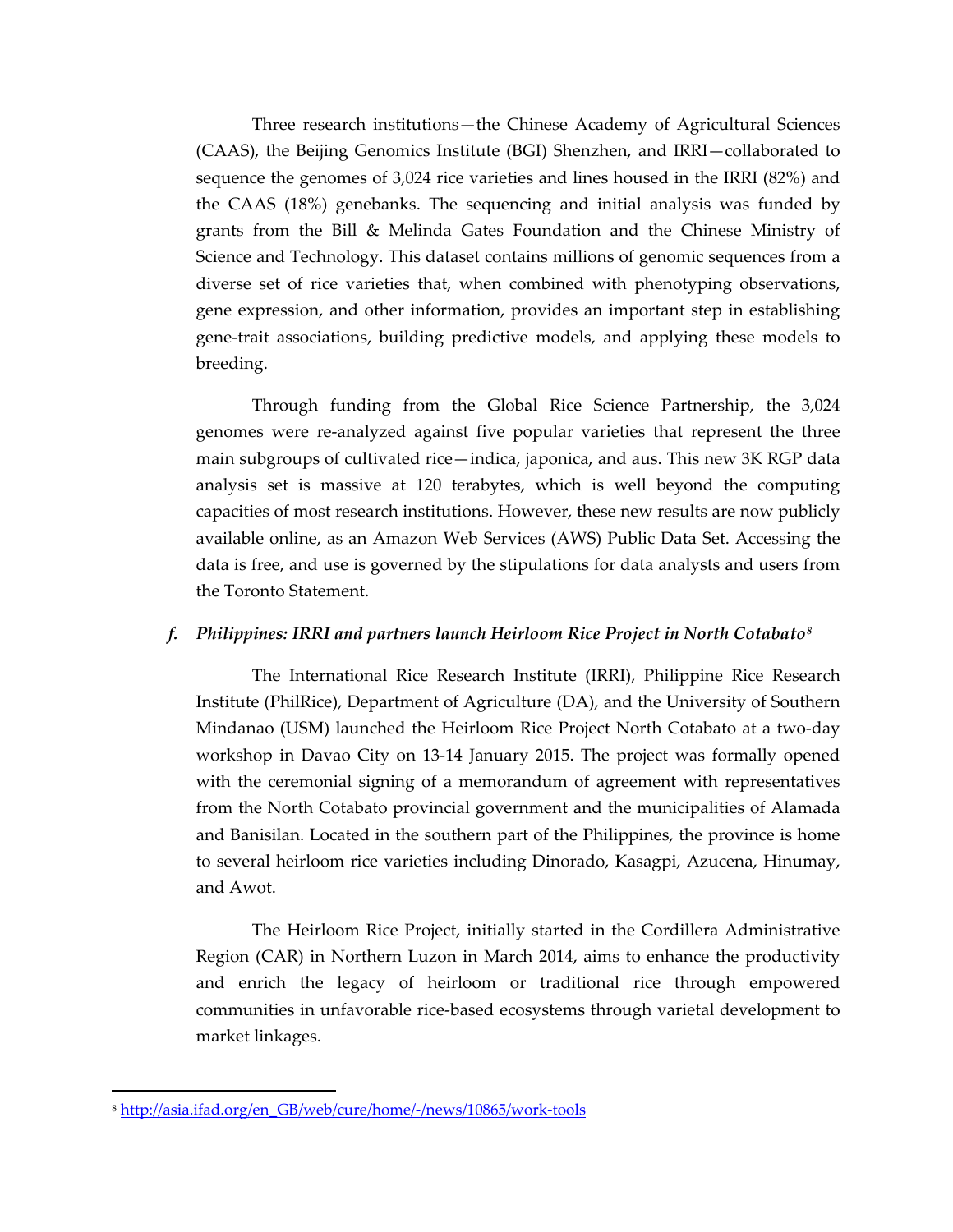Three research institutions—the Chinese Academy of Agricultural Sciences (CAAS), the Beijing Genomics Institute (BGI) Shenzhen, and IRRI—collaborated to sequence the genomes of 3,024 rice varieties and lines housed in the IRRI (82%) and the CAAS (18%) genebanks. The sequencing and initial analysis was funded by grants from the Bill & Melinda Gates Foundation and the Chinese Ministry of Science and Technology. This dataset contains millions of genomic sequences from a diverse set of rice varieties that, when combined with phenotyping observations, gene expression, and other information, provides an important step in establishing gene-trait associations, building predictive models, and applying these models to breeding.

Through funding from the Global Rice Science Partnership, the 3,024 genomes were re-analyzed against five popular varieties that represent the three main subgroups of cultivated rice—indica, japonica, and aus. This new 3K RGP data analysis set is massive at 120 terabytes, which is well beyond the computing capacities of most research institutions. However, these new results are now publicly available online, as an Amazon Web Services (AWS) Public Data Set. Accessing the data is free, and use is governed by the stipulations for data analysts and users from the Toronto Statement.

### *f. Philippines: IRRI and partners launch Heirloom Rice Project in North Cotabato*[8]

The International Rice Research Institute (IRRI), Philippine Rice Research Institute (PhilRice), Department of Agriculture (DA), and the University of Southern Mindanao (USM) launched the Heirloom Rice Project North Cotabato at a two-day workshop in Davao City on 13-14 January 2015. The project was formally opened with the ceremonial signing of a memorandum of agreement with representatives from the North Cotabato provincial government and the municipalities of Alamada and Banisilan. Located in the southern part of the Philippines, the province is home to several heirloom rice varieties including Dinorado, Kasagpi, Azucena, Hinumay, and Awot.

The Heirloom Rice Project, initially started in the Cordillera Administrative Region (CAR) in Northern Luzon in March 2014, aims to enhance the productivity and enrich the legacy of heirloom or traditional rice through empowered communities in unfavorable rice-based ecosystems through varietal development to market linkages.

---

[8] http://asia.ifad.org/en_GB/web/cure/home/-/news/10865/work-tools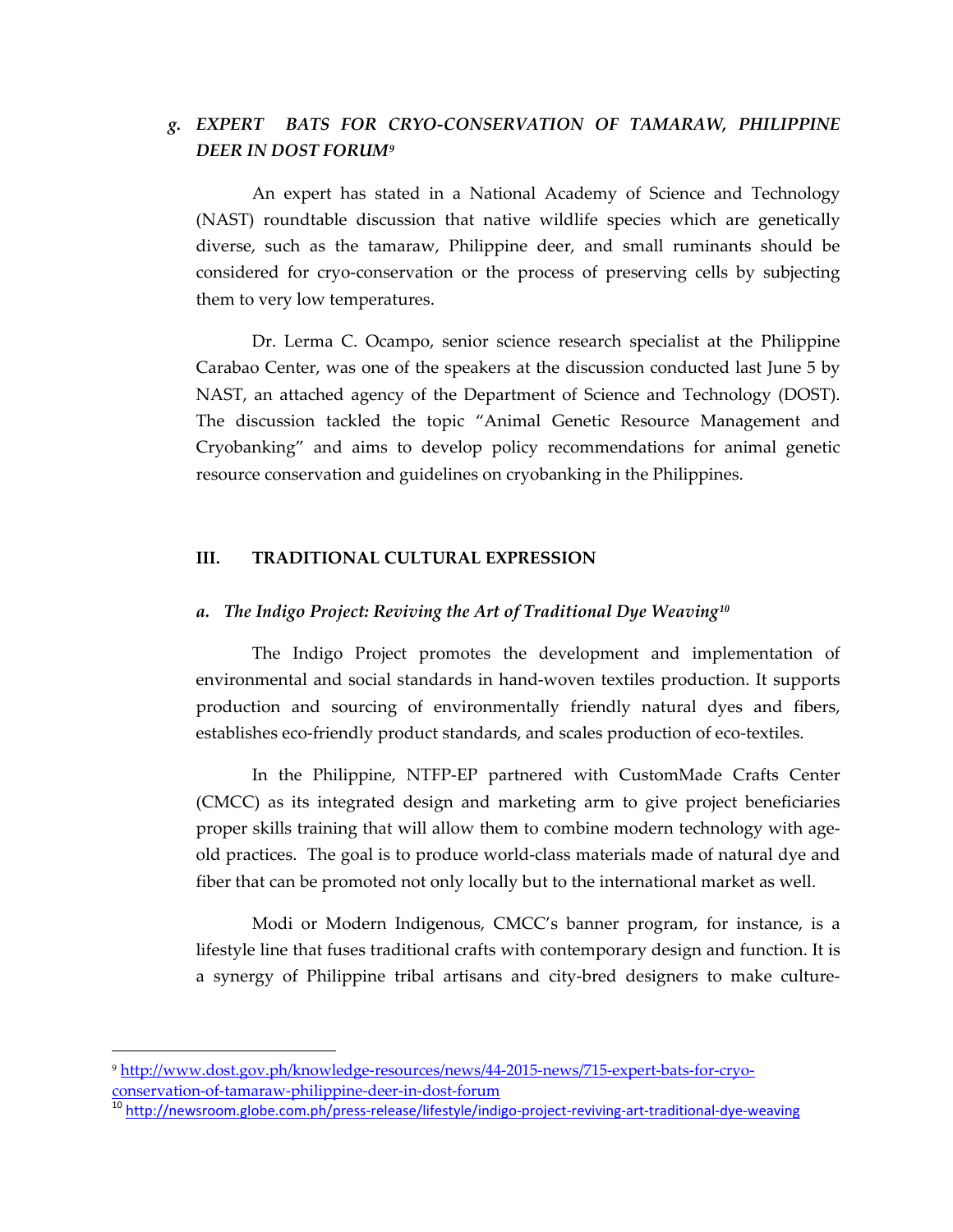### g. *EXPERT BATS FOR CRYO-CONSERVATION OF TAMARAW, PHILIPPINE DEER IN DOST FORUM*[9]

An expert has stated in a National Academy of Science and Technology (NAST) roundtable discussion that native wildlife species which are genetically diverse, such as the tamaraw, Philippine deer, and small ruminants should be considered for cryo-conservation or the process of preserving cells by subjecting them to very low temperatures.

Dr. Lerma C. Ocampo, senior science research specialist at the Philippine Carabao Center, was one of the speakers at the discussion conducted last June 5 by NAST, an attached agency of the Department of Science and Technology (DOST). The discussion tackled the topic "Animal Genetic Resource Management and Cryobanking" and aims to develop policy recommendations for animal genetic resource conservation and guidelines on cryobanking in the Philippines.

## III. TRADITIONAL CULTURAL EXPRESSION

### a. *The Indigo Project: Reviving the Art of Traditional Dye Weaving*[10]

The Indigo Project promotes the development and implementation of environmental and social standards in hand-woven textiles production. It supports production and sourcing of environmentally friendly natural dyes and fibers, establishes eco-friendly product standards, and scales production of eco-textiles.

In the Philippine, NTFP-EP partnered with CustomMade Crafts Center (CMCC) as its integrated design and marketing arm to give project beneficiaries proper skills training that will allow them to combine modern technology with age-old practices. The goal is to produce world-class materials made of natural dye and fiber that can be promoted not only locally but to the international market as well.

Modi or Modern Indigenous, CMCC's banner program, for instance, is a lifestyle line that fuses traditional crafts with contemporary design and function. It is a synergy of Philippine tribal artisans and city-bred designers to make culture-

---

[9] http://www.dost.gov.ph/knowledge-resources/news/44-2015-news/715-expert-bats-for-cryo-conservation-of-tamaraw-philippine-deer-in-dost-forum

[10] http://newsroom.globe.com.ph/press-release/lifestyle/indigo-project-reviving-art-traditional-dye-weaving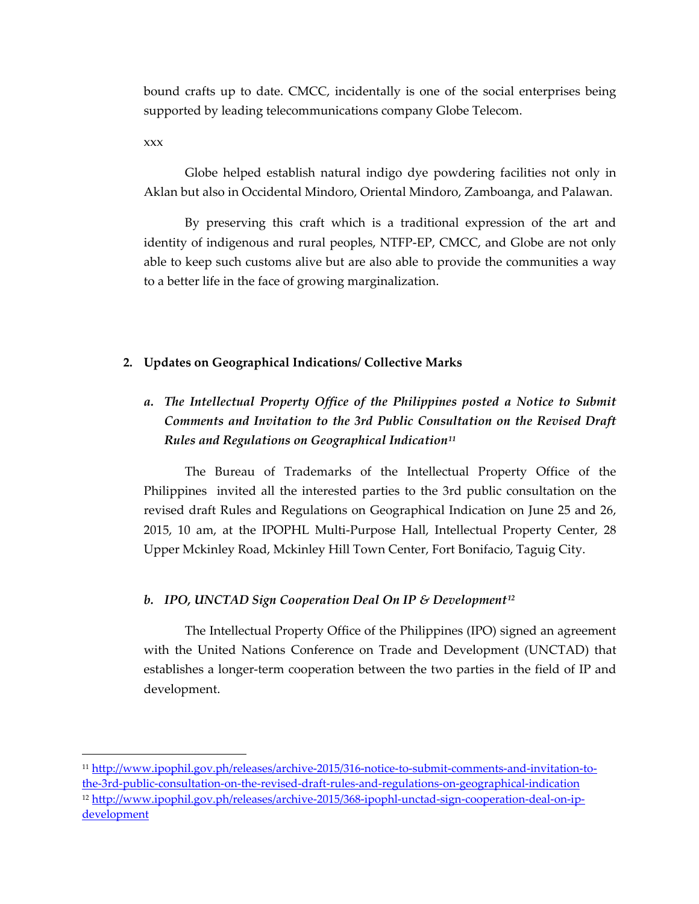bound crafts up to date. CMCC, incidentally is one of the social enterprises being supported by leading telecommunications company Globe Telecom.

xxx

Globe helped establish natural indigo dye powdering facilities not only in Aklan but also in Occidental Mindoro, Oriental Mindoro, Zamboanga, and Palawan.

By preserving this craft which is a traditional expression of the art and identity of indigenous and rural peoples, NTFP-EP, CMCC, and Globe are not only able to keep such customs alive but are also able to provide the communities a way to a better life in the face of growing marginalization.

## 2. Updates on Geographical Indications/ Collective Marks

### *a. The Intellectual Property Office of the Philippines posted a Notice to Submit Comments and Invitation to the 3rd Public Consultation on the Revised Draft Rules and Regulations on Geographical Indication*[11]

The Bureau of Trademarks of the Intellectual Property Office of the Philippines invited all the interested parties to the 3rd public consultation on the revised draft Rules and Regulations on Geographical Indication on June 25 and 26, 2015, 10 am, at the IPOPHL Multi-Purpose Hall, Intellectual Property Center, 28 Upper Mckinley Road, Mckinley Hill Town Center, Fort Bonifacio, Taguig City.

### *b. IPO, UNCTAD Sign Cooperation Deal On IP & Development*[12]

The Intellectual Property Office of the Philippines (IPO) signed an agreement with the United Nations Conference on Trade and Development (UNCTAD) that establishes a longer-term cooperation between the two parties in the field of IP and development.

---

[11] http://www.ipophil.gov.ph/releases/archive-2015/316-notice-to-submit-comments-and-invitation-to-the-3rd-public-consultation-on-the-revised-draft-rules-and-regulations-on-geographical-indication

[12] http://www.ipophil.gov.ph/releases/archive-2015/368-ipophl-unctad-sign-cooperation-deal-on-ip-development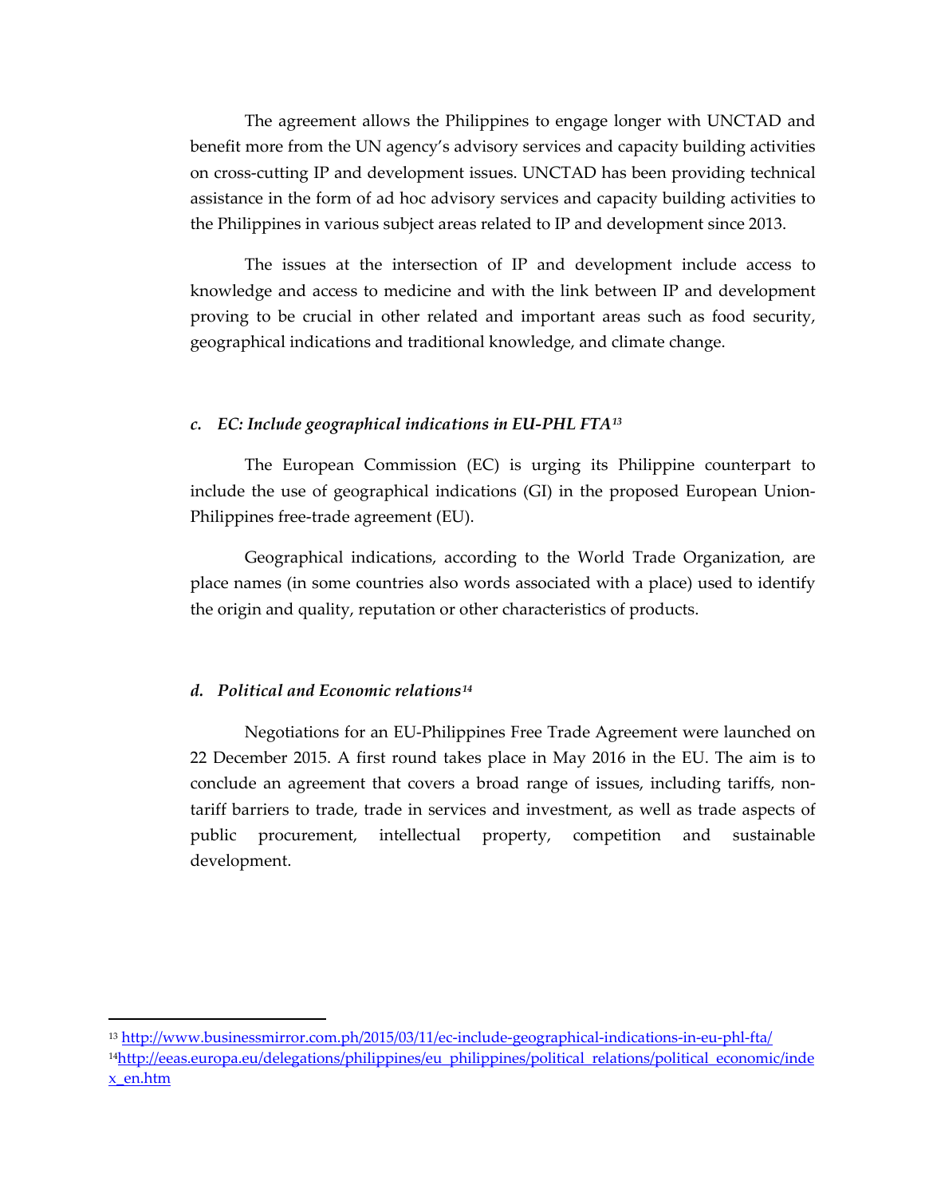The agreement allows the Philippines to engage longer with UNCTAD and benefit more from the UN agency's advisory services and capacity building activities on cross-cutting IP and development issues. UNCTAD has been providing technical assistance in the form of ad hoc advisory services and capacity building activities to the Philippines in various subject areas related to IP and development since 2013.

The issues at the intersection of IP and development include access to knowledge and access to medicine and with the link between IP and development proving to be crucial in other related and important areas such as food security, geographical indications and traditional knowledge, and climate change.

### *c. EC: Include geographical indications in EU-PHL FTA*[13]

The European Commission (EC) is urging its Philippine counterpart to include the use of geographical indications (GI) in the proposed European Union-Philippines free-trade agreement (EU).

Geographical indications, according to the World Trade Organization, are place names (in some countries also words associated with a place) used to identify the origin and quality, reputation or other characteristics of products.

### *d. Political and Economic relations*[14]

Negotiations for an EU-Philippines Free Trade Agreement were launched on 22 December 2015. A first round takes place in May 2016 in the EU. The aim is to conclude an agreement that covers a broad range of issues, including tariffs, non-tariff barriers to trade, trade in services and investment, as well as trade aspects of public procurement, intellectual property, competition and sustainable development.

---

[13] http://www.businessmirror.com.ph/2015/03/11/ec-include-geographical-indications-in-eu-phl-fta/

[14] http://eeas.europa.eu/delegations/philippines/eu_philippines/political_relations/political_economic/index_en.htm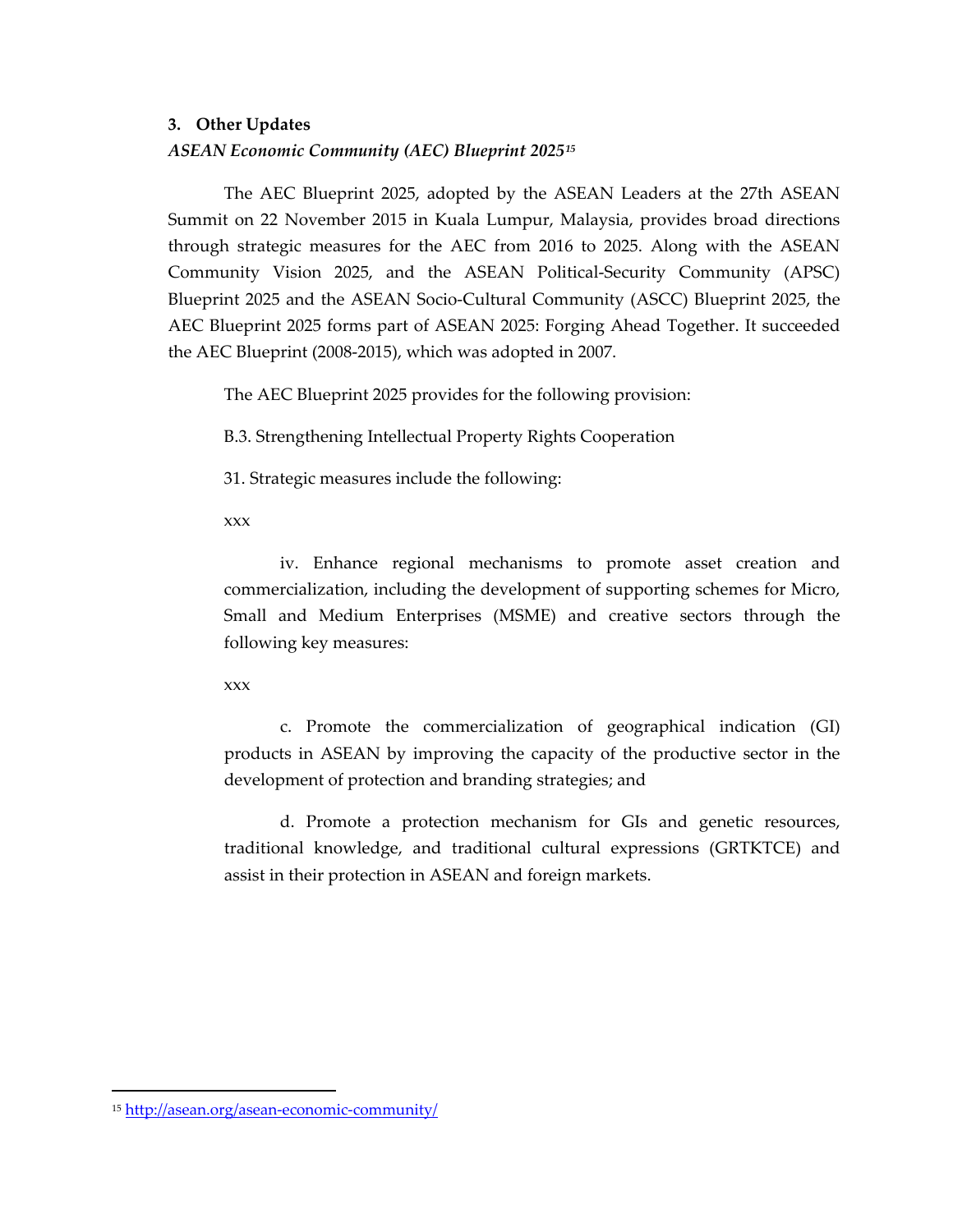### 3. Other Updates

*ASEAN Economic Community (AEC) Blueprint 2025*[15]

The AEC Blueprint 2025, adopted by the ASEAN Leaders at the 27th ASEAN Summit on 22 November 2015 in Kuala Lumpur, Malaysia, provides broad directions through strategic measures for the AEC from 2016 to 2025. Along with the ASEAN Community Vision 2025, and the ASEAN Political-Security Community (APSC) Blueprint 2025 and the ASEAN Socio-Cultural Community (ASCC) Blueprint 2025, the AEC Blueprint 2025 forms part of ASEAN 2025: Forging Ahead Together. It succeeded the AEC Blueprint (2008-2015), which was adopted in 2007.

The AEC Blueprint 2025 provides for the following provision:

B.3. Strengthening Intellectual Property Rights Cooperation

31. Strategic measures include the following:

xxx

iv. Enhance regional mechanisms to promote asset creation and commercialization, including the development of supporting schemes for Micro, Small and Medium Enterprises (MSME) and creative sectors through the following key measures:

xxx

c. Promote the commercialization of geographical indication (GI) products in ASEAN by improving the capacity of the productive sector in the development of protection and branding strategies; and

d. Promote a protection mechanism for GIs and genetic resources, traditional knowledge, and traditional cultural expressions (GRTKTCE) and assist in their protection in ASEAN and foreign markets.

---

[15] http://asean.org/asean-economic-community/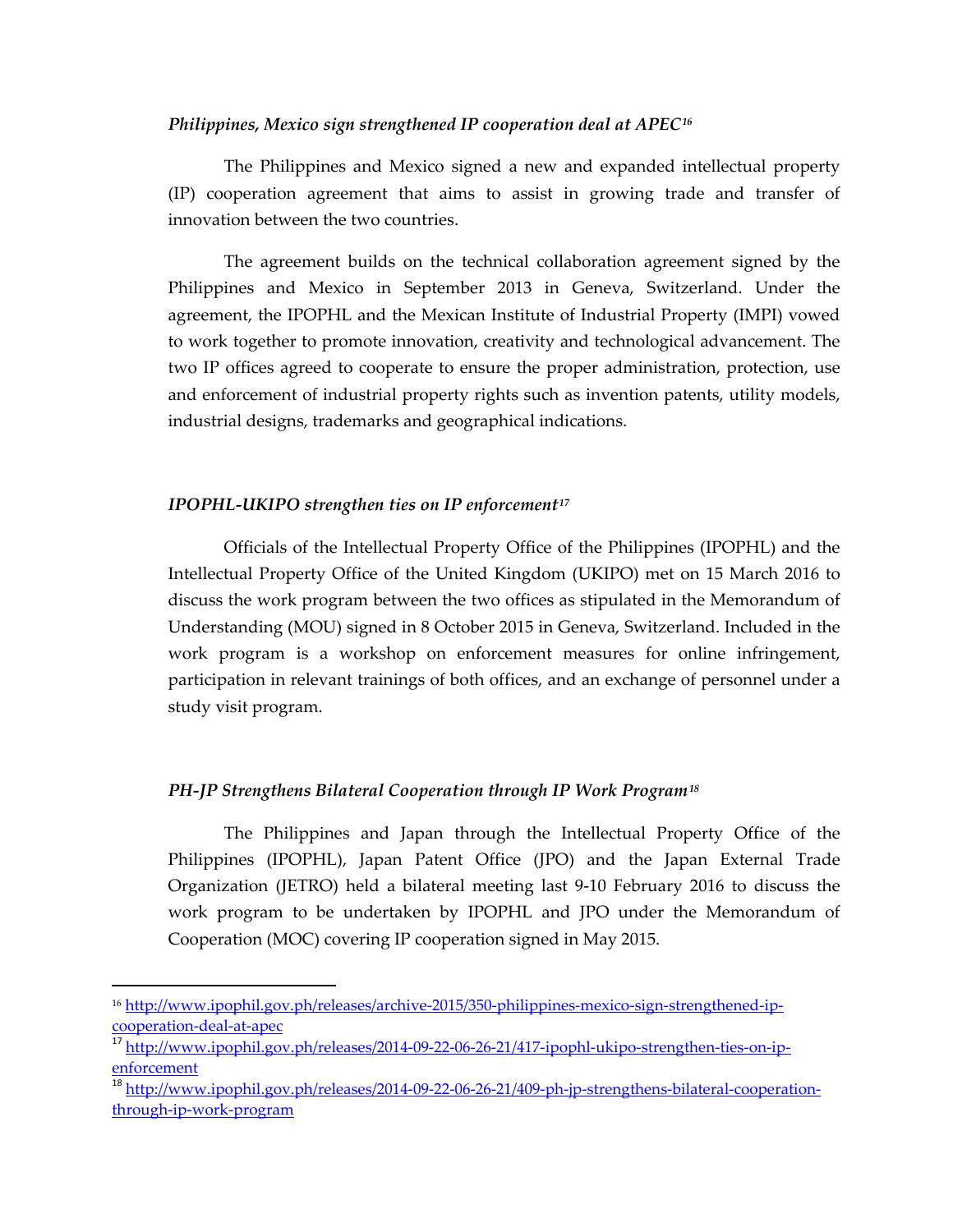*Philippines, Mexico sign strengthened IP cooperation deal at APEC*[16]

The Philippines and Mexico signed a new and expanded intellectual property (IP) cooperation agreement that aims to assist in growing trade and transfer of innovation between the two countries.

The agreement builds on the technical collaboration agreement signed by the Philippines and Mexico in September 2013 in Geneva, Switzerland. Under the agreement, the IPOPHL and the Mexican Institute of Industrial Property (IMPI) vowed to work together to promote innovation, creativity and technological advancement. The two IP offices agreed to cooperate to ensure the proper administration, protection, use and enforcement of industrial property rights such as invention patents, utility models, industrial designs, trademarks and geographical indications.

*IPOPHL-UKIPO strengthen ties on IP enforcement*[17]

Officials of the Intellectual Property Office of the Philippines (IPOPHL) and the Intellectual Property Office of the United Kingdom (UKIPO) met on 15 March 2016 to discuss the work program between the two offices as stipulated in the Memorandum of Understanding (MOU) signed in 8 October 2015 in Geneva, Switzerland. Included in the work program is a workshop on enforcement measures for online infringement, participation in relevant trainings of both offices, and an exchange of personnel under a study visit program.

*PH-JP Strengthens Bilateral Cooperation through IP Work Program*[18]

The Philippines and Japan through the Intellectual Property Office of the Philippines (IPOPHL), Japan Patent Office (JPO) and the Japan External Trade Organization (JETRO) held a bilateral meeting last 9-10 February 2016 to discuss the work program to be undertaken by IPOPHL and JPO under the Memorandum of Cooperation (MOC) covering IP cooperation signed in May 2015.

---

[16] http://www.ipophil.gov.ph/releases/archive-2015/350-philippines-mexico-sign-strengthened-ip-cooperation-deal-at-apec

[17] http://www.ipophil.gov.ph/releases/2014-09-22-06-26-21/417-ipophl-ukipo-strengthen-ties-on-ip-enforcement

[18] http://www.ipophil.gov.ph/releases/2014-09-22-06-26-21/409-ph-jp-strengthens-bilateral-cooperation-through-ip-work-program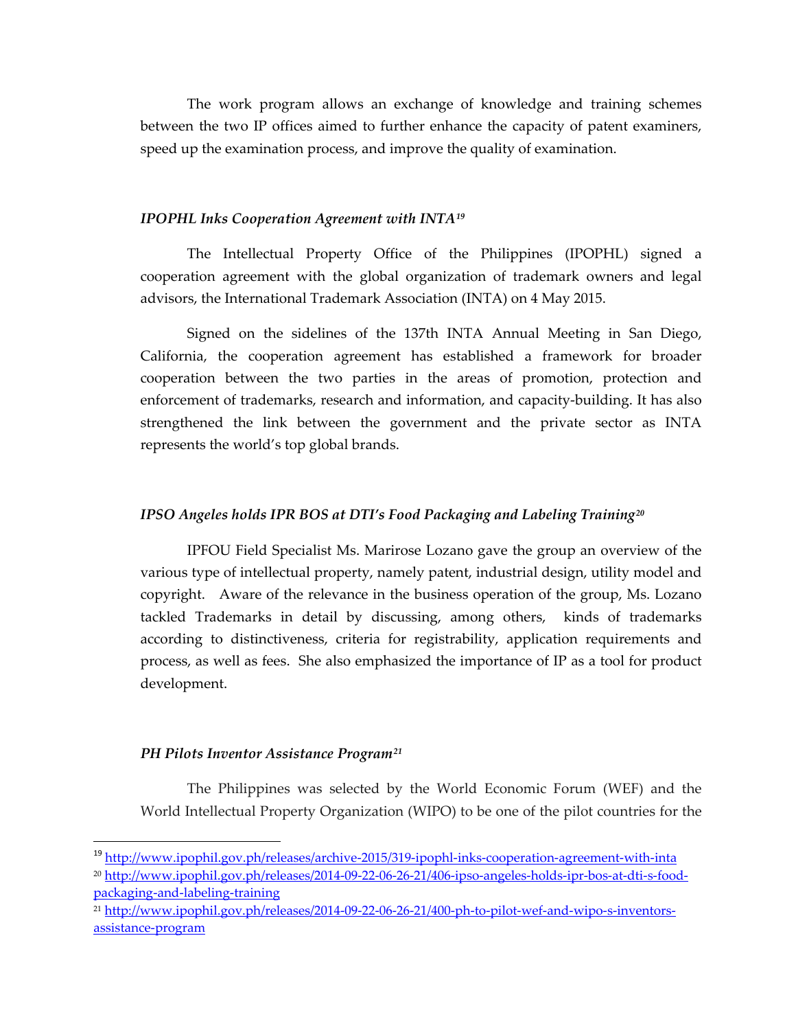The work program allows an exchange of knowledge and training schemes between the two IP offices aimed to further enhance the capacity of patent examiners, speed up the examination process, and improve the quality of examination.

### *IPOPHL Inks Cooperation Agreement with INTA*[19]

The Intellectual Property Office of the Philippines (IPOPHL) signed a cooperation agreement with the global organization of trademark owners and legal advisors, the International Trademark Association (INTA) on 4 May 2015.

Signed on the sidelines of the 137th INTA Annual Meeting in San Diego, California, the cooperation agreement has established a framework for broader cooperation between the two parties in the areas of promotion, protection and enforcement of trademarks, research and information, and capacity-building. It has also strengthened the link between the government and the private sector as INTA represents the world's top global brands.

### *IPSO Angeles holds IPR BOS at DTI's Food Packaging and Labeling Training*[20]

IPFOU Field Specialist Ms. Marirose Lozano gave the group an overview of the various type of intellectual property, namely patent, industrial design, utility model and copyright. Aware of the relevance in the business operation of the group, Ms. Lozano tackled Trademarks in detail by discussing, among others, kinds of trademarks according to distinctiveness, criteria for registrability, application requirements and process, as well as fees. She also emphasized the importance of IP as a tool for product development.

### *PH Pilots Inventor Assistance Program*[21]

The Philippines was selected by the World Economic Forum (WEF) and the World Intellectual Property Organization (WIPO) to be one of the pilot countries for the

---

[19] http://www.ipophil.gov.ph/releases/archive-2015/319-ipophl-inks-cooperation-agreement-with-inta

[20] http://www.ipophil.gov.ph/releases/2014-09-22-06-26-21/406-ipso-angeles-holds-ipr-bos-at-dti-s-food-packaging-and-labeling-training

[21] http://www.ipophil.gov.ph/releases/2014-09-22-06-26-21/400-ph-to-pilot-wef-and-wipo-s-inventors-assistance-program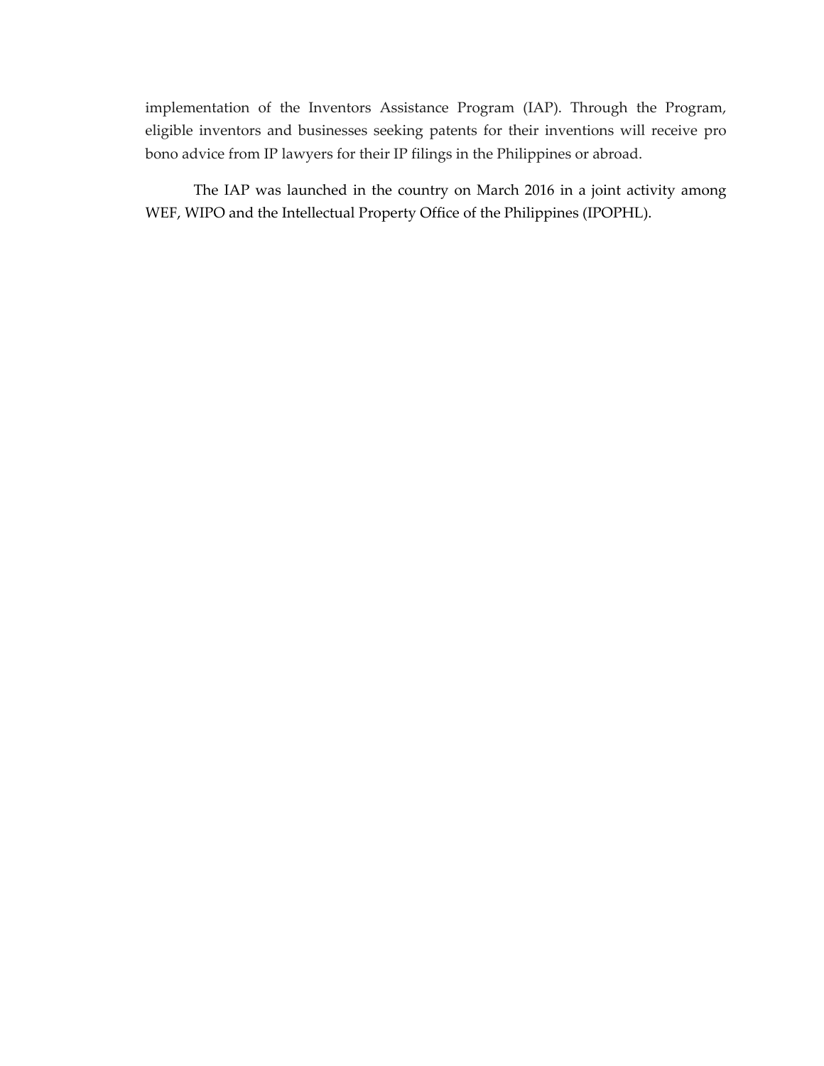implementation of the Inventors Assistance Program (IAP). Through the Program, eligible inventors and businesses seeking patents for their inventions will receive pro bono advice from IP lawyers for their IP filings in the Philippines or abroad.

The IAP was launched in the country on March 2016 in a joint activity among WEF, WIPO and the Intellectual Property Office of the Philippines (IPOPHL).